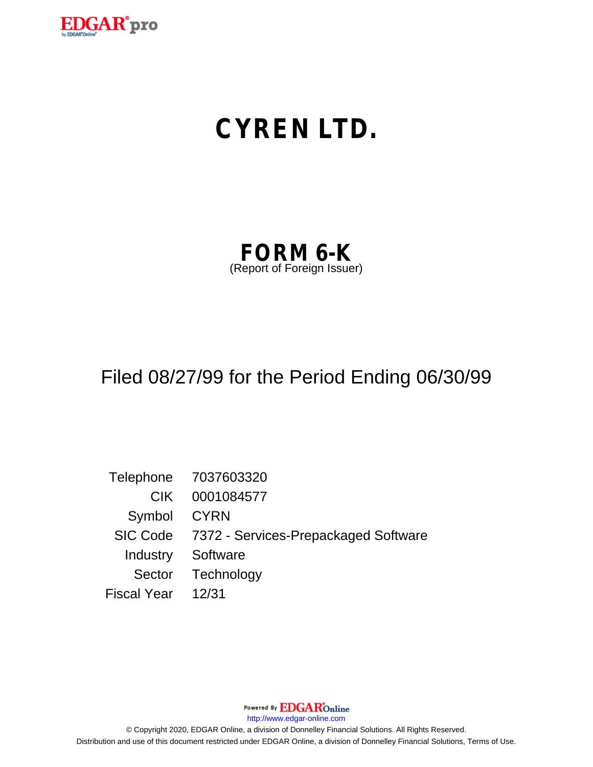# CYREN LTD.

## FORM 6-K

(Report of Foreign Issuer)

Filed 08/27/99 for the Period Ending 06/30/99

| | |
|---|---|
| Telephone | 7037603320 |
| CIK | 0001084577 |
| Symbol | CYRN |
| SIC Code | 7372 - Services-Prepackaged Software |
| Industry | Software |
| Sector | Technology |
| Fiscal Year | 12/31 |

http://www.edgar-online.com

© Copyright 2020, EDGAR Online, a division of Donnelley Financial Solutions. All Rights Reserved.
Distribution and use of this document restricted under EDGAR Online, a division of Donnelley Financial Solutions, Terms of Use.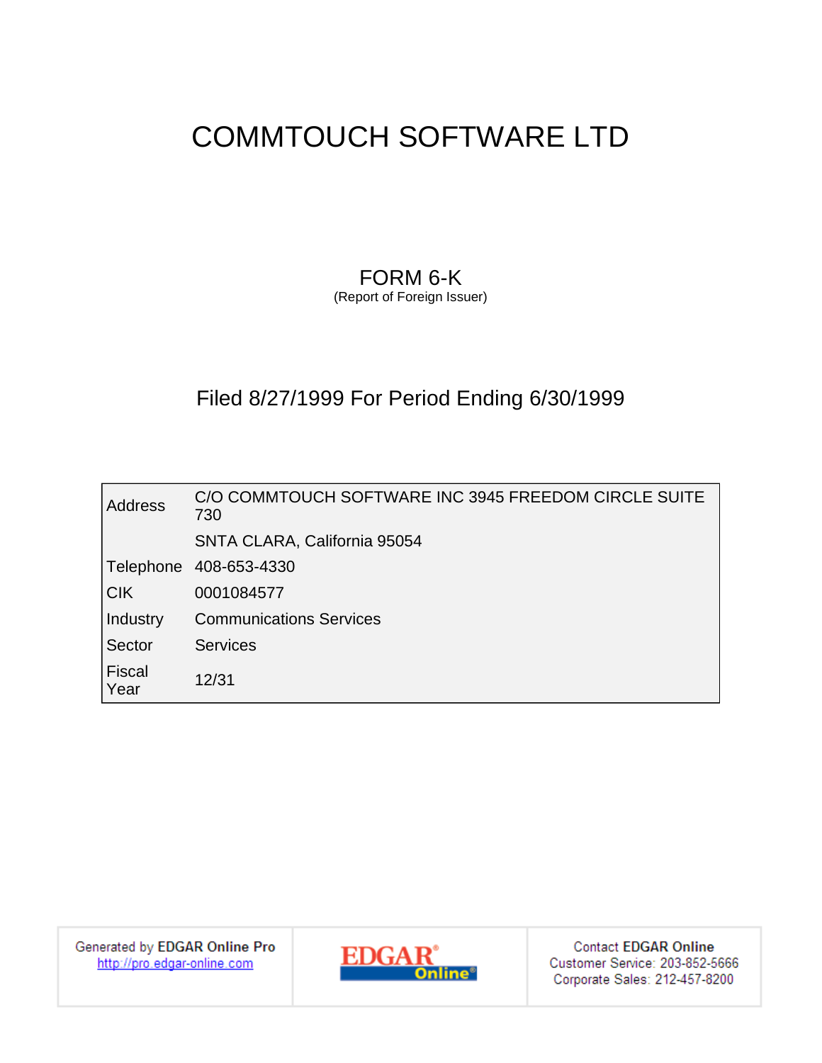# COMMTOUCH SOFTWARE LTD

## FORM 6-K

(Report of Foreign Issuer)

## Filed 8/27/1999 For Period Ending 6/30/1999

| | |
|---|---|
| Address | C/O COMMTOUCH SOFTWARE INC 3945 FREEDOM CIRCLE SUITE 730 |
| | SNTA CLARA, California 95054 |
| Telephone | 408-653-4330 |
| CIK | 0001084577 |
| Industry | Communications Services |
| Sector | Services |
| Fiscal Year | 12/31 |

Generated by EDGAR Online Pro
http://pro.edgar-online.com

Contact EDGAR Online
Customer Service: 203-852-5666
Corporate Sales: 212-457-8200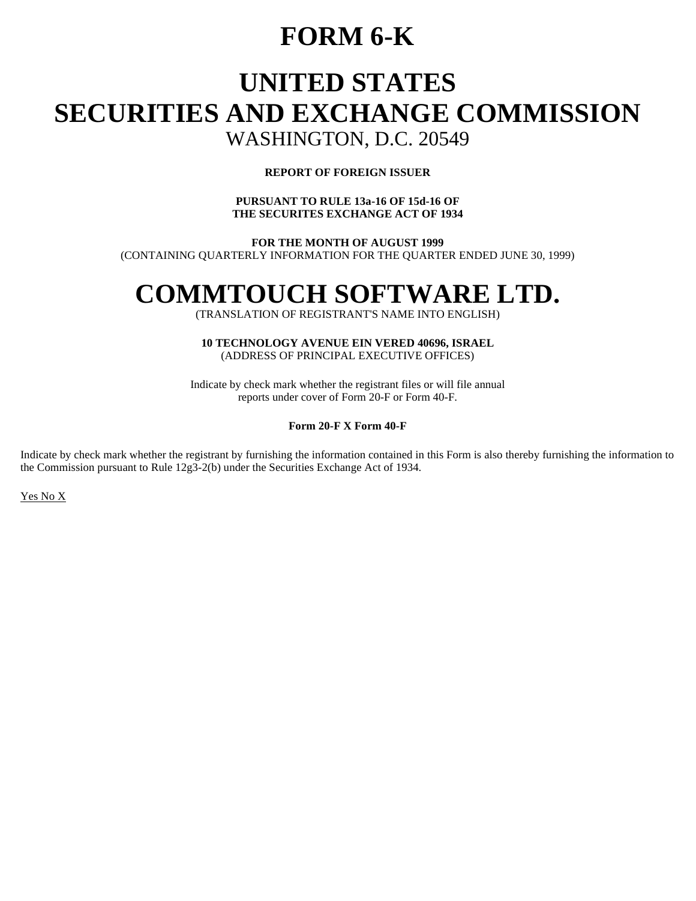# FORM 6-K

# UNITED STATES
# SECURITIES AND EXCHANGE COMMISSION

WASHINGTON, D.C. 20549

**REPORT OF FOREIGN ISSUER**

**PURSUANT TO RULE 13a-16 OF 15d-16 OF**
**THE SECURITES EXCHANGE ACT OF 1934**

**FOR THE MONTH OF AUGUST 1999**
(CONTAINING QUARTERLY INFORMATION FOR THE QUARTER ENDED JUNE 30, 1999)

# COMMTOUCH SOFTWARE LTD.

(TRANSLATION OF REGISTRANT'S NAME INTO ENGLISH)

**10 TECHNOLOGY AVENUE EIN VERED 40696, ISRAEL**
(ADDRESS OF PRINCIPAL EXECUTIVE OFFICES)

Indicate by check mark whether the registrant files or will file annual reports under cover of Form 20-F or Form 40-F.

**Form 20-F X Form 40-F**

Indicate by check mark whether the registrant by furnishing the information contained in this Form is also thereby furnishing the information to the Commission pursuant to Rule 12g3-2(b) under the Securities Exchange Act of 1934.

Yes No X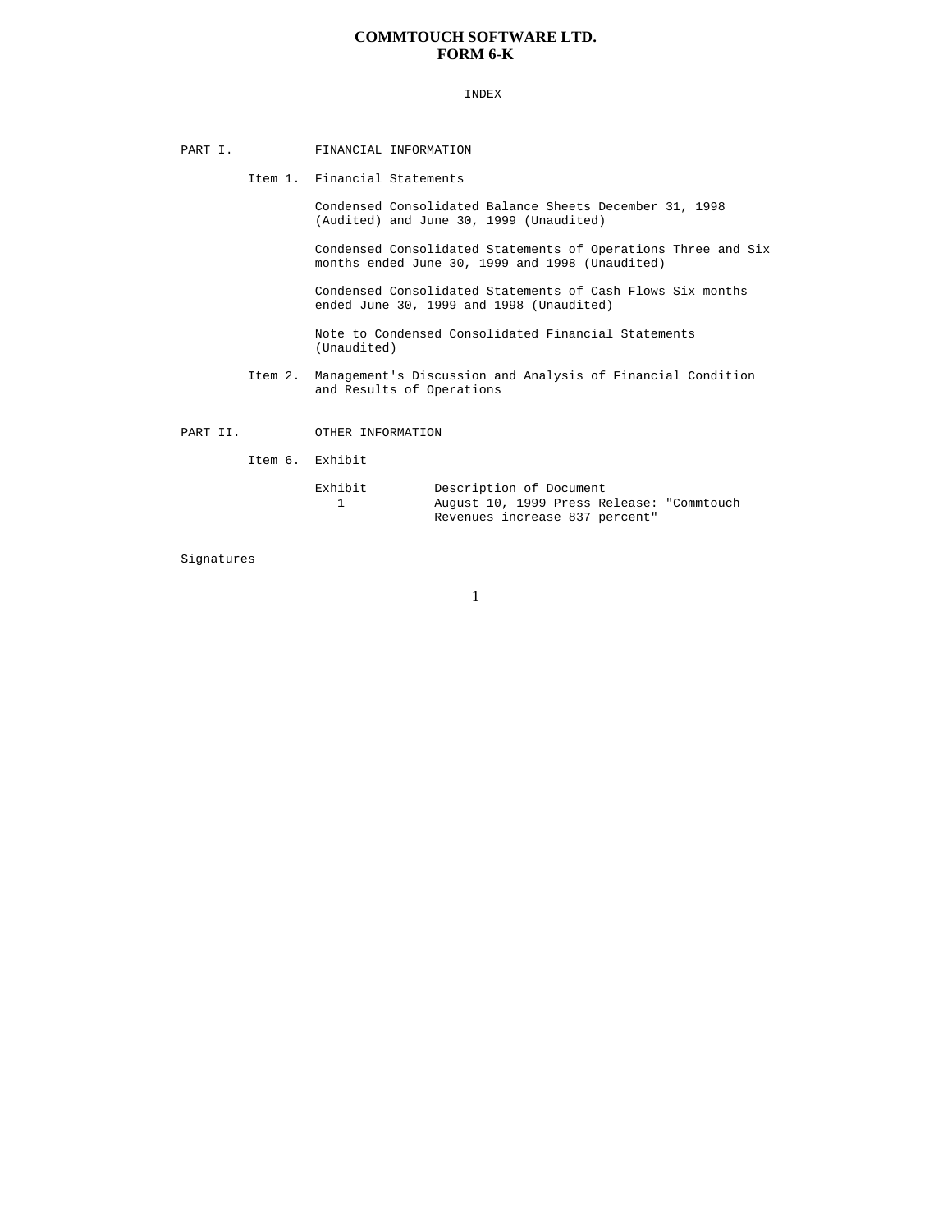# COMMTOUCH SOFTWARE LTD.
# FORM 6-K

INDEX

PART I. FINANCIAL INFORMATION

Item 1. Financial Statements

Condensed Consolidated Balance Sheets December 31, 1998 (Audited) and June 30, 1999 (Unaudited)

Condensed Consolidated Statements of Operations Three and Six months ended June 30, 1999 and 1998 (Unaudited)

Condensed Consolidated Statements of Cash Flows Six months ended June 30, 1999 and 1998 (Unaudited)

Note to Condensed Consolidated Financial Statements (Unaudited)

Item 2. Management's Discussion and Analysis of Financial Condition and Results of Operations

PART II. OTHER INFORMATION

Item 6. Exhibit

| Exhibit | Description of Document |
|---|---|
| 1 | August 10, 1999 Press Release: "Commtouch Revenues increase 837 percent" |

Signatures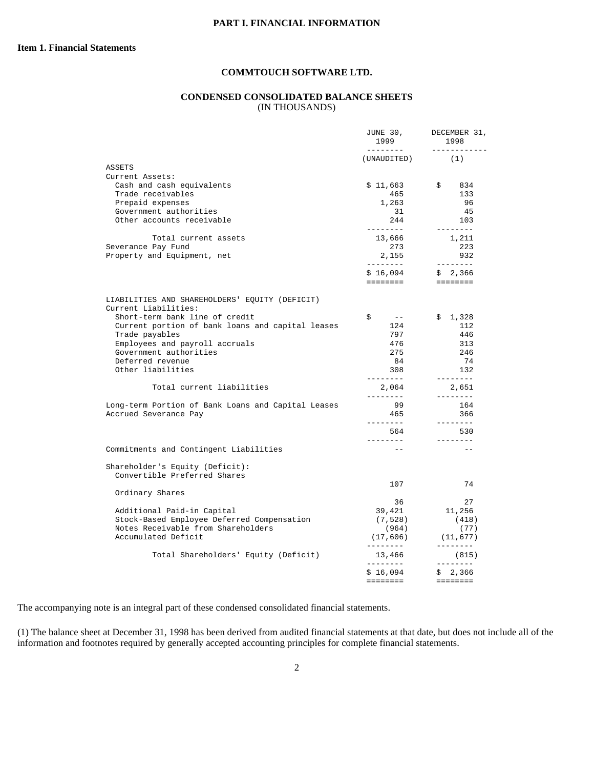**PART I. FINANCIAL INFORMATION**

**Item 1. Financial Statements**

**COMMTOUCH SOFTWARE LTD.**

**CONDENSED CONSOLIDATED BALANCE SHEETS**
(IN THOUSANDS)

| | JUNE 30, 1999 | DECEMBER 31, 1998 |
|---|---|---|
| | (UNAUDITED) | (1) |
| ASSETS | | |
| Current Assets: | | |
| Cash and cash equivalents | $ 11,663 | $ 834 |
| Trade receivables | 465 | 133 |
| Prepaid expenses | 1,263 | 96 |
| Government authorities | 31 | 45 |
| Other accounts receivable | 244 | 103 |
| Total current assets | 13,666 | 1,211 |
| Severance Pay Fund | 273 | 223 |
| Property and Equipment, net | 2,155 | 932 |
| | $ 16,094 | $ 2,366 |
| LIABILITIES AND SHAREHOLDERS' EQUITY (DEFICIT) | | |
| Current Liabilities: | | |
| Short-term bank line of credit | $ -- | $ 1,328 |
| Current portion of bank loans and capital leases | 124 | 112 |
| Trade payables | 797 | 446 |
| Employees and payroll accruals | 476 | 313 |
| Government authorities | 275 | 246 |
| Deferred revenue | 84 | 74 |
| Other liabilities | 308 | 132 |
| Total current liabilities | 2,064 | 2,651 |
| Long-term Portion of Bank Loans and Capital Leases | 99 | 164 |
| Accrued Severance Pay | 465 | 366 |
| | 564 | 530 |
| Commitments and Contingent Liabilities | -- | -- |
| Shareholder's Equity (Deficit): | | |
| Convertible Preferred Shares | 107 | 74 |
| Ordinary Shares | 36 | 27 |
| Additional Paid-in Capital | 39,421 | 11,256 |
| Stock-Based Employee Deferred Compensation | (7,528) | (418) |
| Notes Receivable from Shareholders | (964) | (77) |
| Accumulated Deficit | (17,606) | (11,677) |
| Total Shareholders' Equity (Deficit) | 13,466 | (815) |
| | $ 16,094 | $ 2,366 |

The accompanying note is an integral part of these condensed consolidated financial statements.

(1) The balance sheet at December 31, 1998 has been derived from audited financial statements at that date, but does not include all of the information and footnotes required by generally accepted accounting principles for complete financial statements.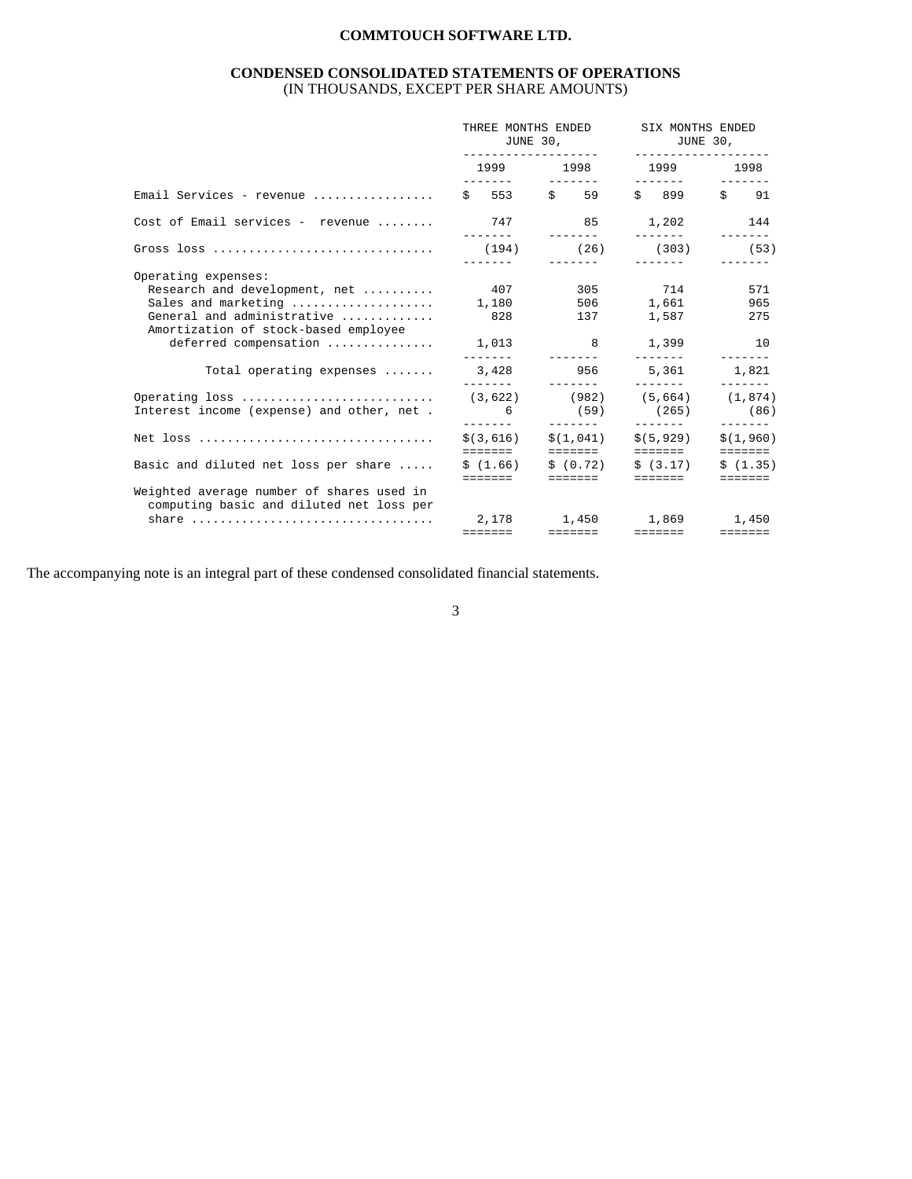**COMMTOUCH SOFTWARE LTD.**

**CONDENSED CONSOLIDATED STATEMENTS OF OPERATIONS**
(IN THOUSANDS, EXCEPT PER SHARE AMOUNTS)

| | THREE MONTHS ENDED JUNE 30, | | SIX MONTHS ENDED JUNE 30, | |
|---|---|---|---|---|
| | 1999 | 1998 | 1999 | 1998 |
| Email Services - revenue | $ 553 | $ 59 | $ 899 | $ 91 |
| Cost of Email services - revenue | 747 | 85 | 1,202 | 144 |
| Gross loss | (194) | (26) | (303) | (53) |
| Operating expenses: | | | | |
| Research and development, net | 407 | 305 | 714 | 571 |
| Sales and marketing | 1,180 | 506 | 1,661 | 965 |
| General and administrative | 828 | 137 | 1,587 | 275 |
| Amortization of stock-based employee deferred compensation | 1,013 | 8 | 1,399 | 10 |
| Total operating expenses | 3,428 | 956 | 5,361 | 1,821 |
| Operating loss | (3,622) | (982) | (5,664) | (1,874) |
| Interest income (expense) and other, net | 6 | (59) | (265) | (86) |
| Net loss | $(3,616) | $(1,041) | $(5,929) | $(1,960) |
| Basic and diluted net loss per share | $ (1.66) | $ (0.72) | $ (3.17) | $ (1.35) |
| Weighted average number of shares used in computing basic and diluted net loss per share | 2,178 | 1,450 | 1,869 | 1,450 |

The accompanying note is an integral part of these condensed consolidated financial statements.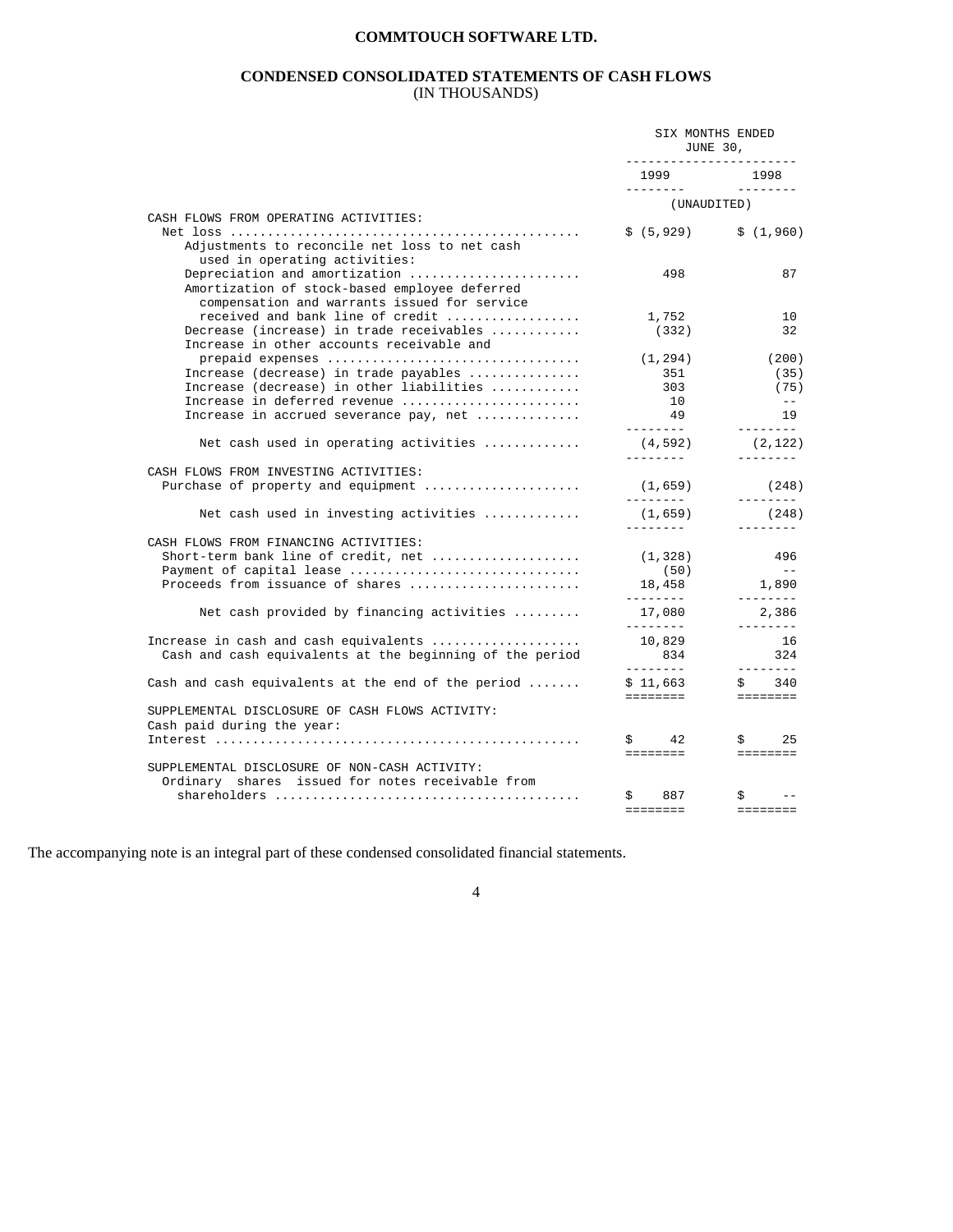**COMMTOUCH SOFTWARE LTD.**

**CONDENSED CONSOLIDATED STATEMENTS OF CASH FLOWS**
(IN THOUSANDS)

| | SIX MONTHS ENDED JUNE 30, | |
|---|---|---|
| | 1999 | 1998 |
| | (UNAUDITED) | |
| CASH FLOWS FROM OPERATING ACTIVITIES: | | |
| Net loss | $ (5,929) | $ (1,960) |
| Adjustments to reconcile net loss to net cash used in operating activities: | | |
| Depreciation and amortization | 498 | 87 |
| Amortization of stock-based employee deferred compensation and warrants issued for service received and bank line of credit | 1,752 | 10 |
| Decrease (increase) in trade receivables | (332) | 32 |
| Increase in other accounts receivable and prepaid expenses | (1,294) | (200) |
| Increase (decrease) in trade payables | 351 | (35) |
| Increase (decrease) in other liabilities | 303 | (75) |
| Increase in deferred revenue | 10 | -- |
| Increase in accrued severance pay, net | 49 | 19 |
| Net cash used in operating activities | (4,592) | (2,122) |
| CASH FLOWS FROM INVESTING ACTIVITIES: | | |
| Purchase of property and equipment | (1,659) | (248) |
| Net cash used in investing activities | (1,659) | (248) |
| CASH FLOWS FROM FINANCING ACTIVITIES: | | |
| Short-term bank line of credit, net | (1,328) | 496 |
| Payment of capital lease | (50) | -- |
| Proceeds from issuance of shares | 18,458 | 1,890 |
| Net cash provided by financing activities | 17,080 | 2,386 |
| Increase in cash and cash equivalents | 10,829 | 16 |
| Cash and cash equivalents at the beginning of the period | 834 | 324 |
| Cash and cash equivalents at the end of the period | $ 11,663 | $ 340 |
| SUPPLEMENTAL DISCLOSURE OF CASH FLOWS ACTIVITY: | | |
| Cash paid during the year: | | |
| Interest | $ 42 | $ 25 |
| SUPPLEMENTAL DISCLOSURE OF NON-CASH ACTIVITY: | | |
| Ordinary shares issued for notes receivable from shareholders | $ 887 | $ -- |

The accompanying note is an integral part of these condensed consolidated financial statements.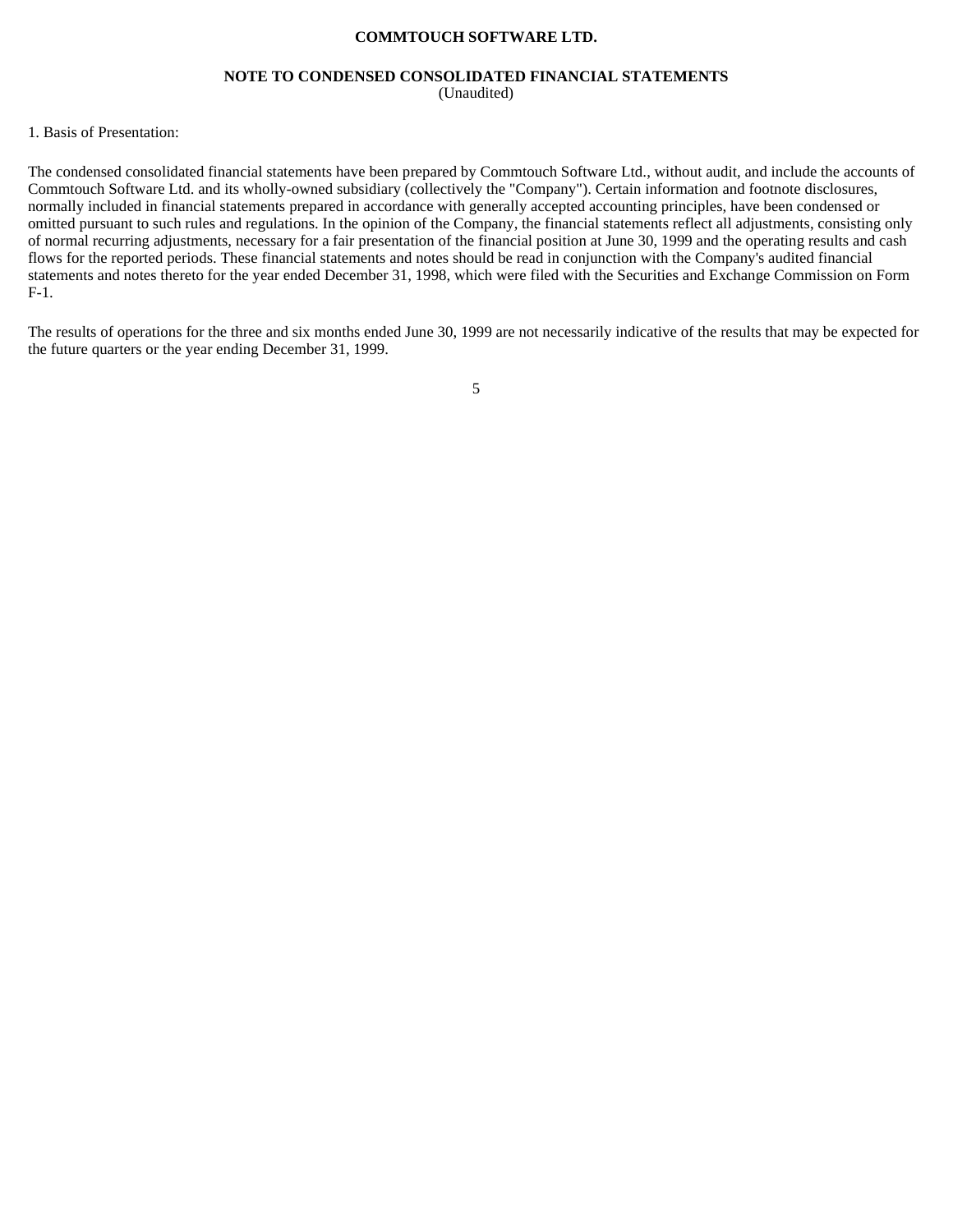**COMMTOUCH SOFTWARE LTD.**

**NOTE TO CONDENSED CONSOLIDATED FINANCIAL STATEMENTS**
(Unaudited)

1. Basis of Presentation:

The condensed consolidated financial statements have been prepared by Commtouch Software Ltd., without audit, and include the accounts of Commtouch Software Ltd. and its wholly-owned subsidiary (collectively the "Company"). Certain information and footnote disclosures, normally included in financial statements prepared in accordance with generally accepted accounting principles, have been condensed or omitted pursuant to such rules and regulations. In the opinion of the Company, the financial statements reflect all adjustments, consisting only of normal recurring adjustments, necessary for a fair presentation of the financial position at June 30, 1999 and the operating results and cash flows for the reported periods. These financial statements and notes should be read in conjunction with the Company's audited financial statements and notes thereto for the year ended December 31, 1998, which were filed with the Securities and Exchange Commission on Form F-1.

The results of operations for the three and six months ended June 30, 1999 are not necessarily indicative of the results that may be expected for the future quarters or the year ending December 31, 1999.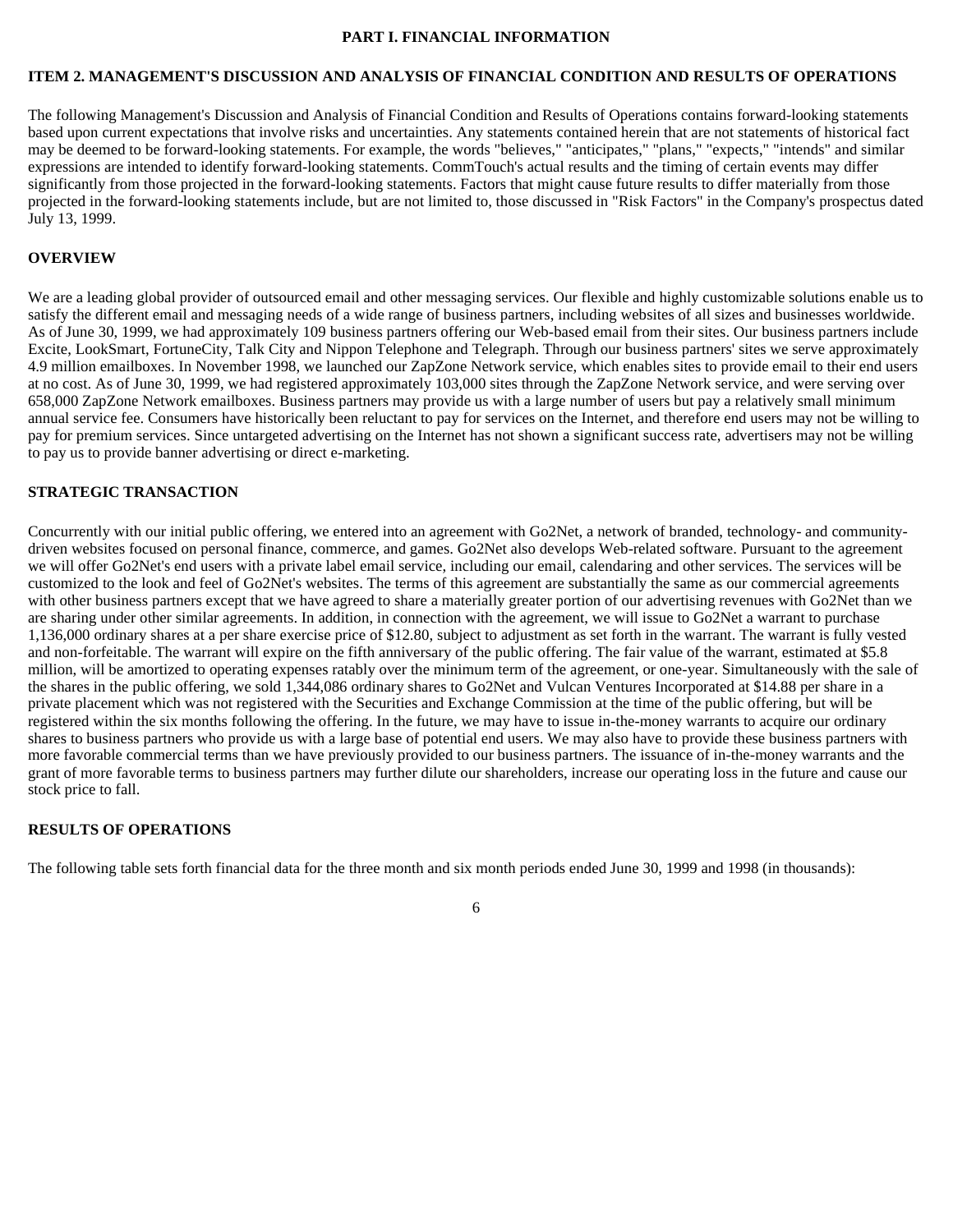**PART I. FINANCIAL INFORMATION**

**ITEM 2. MANAGEMENT'S DISCUSSION AND ANALYSIS OF FINANCIAL CONDITION AND RESULTS OF OPERATIONS**

The following Management's Discussion and Analysis of Financial Condition and Results of Operations contains forward-looking statements based upon current expectations that involve risks and uncertainties. Any statements contained herein that are not statements of historical fact may be deemed to be forward-looking statements. For example, the words "believes," "anticipates," "plans," "expects," "intends" and similar expressions are intended to identify forward-looking statements. CommTouch's actual results and the timing of certain events may differ significantly from those projected in the forward-looking statements. Factors that might cause future results to differ materially from those projected in the forward-looking statements include, but are not limited to, those discussed in "Risk Factors" in the Company's prospectus dated July 13, 1999.

**OVERVIEW**

We are a leading global provider of outsourced email and other messaging services. Our flexible and highly customizable solutions enable us to satisfy the different email and messaging needs of a wide range of business partners, including websites of all sizes and businesses worldwide. As of June 30, 1999, we had approximately 109 business partners offering our Web-based email from their sites. Our business partners include Excite, LookSmart, FortuneCity, Talk City and Nippon Telephone and Telegraph. Through our business partners' sites we serve approximately 4.9 million emailboxes. In November 1998, we launched our ZapZone Network service, which enables sites to provide email to their end users at no cost. As of June 30, 1999, we had registered approximately 103,000 sites through the ZapZone Network service, and were serving over 658,000 ZapZone Network emailboxes. Business partners may provide us with a large number of users but pay a relatively small minimum annual service fee. Consumers have historically been reluctant to pay for services on the Internet, and therefore end users may not be willing to pay for premium services. Since untargeted advertising on the Internet has not shown a significant success rate, advertisers may not be willing to pay us to provide banner advertising or direct e-marketing.

**STRATEGIC TRANSACTION**

Concurrently with our initial public offering, we entered into an agreement with Go2Net, a network of branded, technology- and community-driven websites focused on personal finance, commerce, and games. Go2Net also develops Web-related software. Pursuant to the agreement we will offer Go2Net's end users with a private label email service, including our email, calendaring and other services. The services will be customized to the look and feel of Go2Net's websites. The terms of this agreement are substantially the same as our commercial agreements with other business partners except that we have agreed to share a materially greater portion of our advertising revenues with Go2Net than we are sharing under other similar agreements. In addition, in connection with the agreement, we will issue to Go2Net a warrant to purchase 1,136,000 ordinary shares at a per share exercise price of $12.80, subject to adjustment as set forth in the warrant. The warrant is fully vested and non-forfeitable. The warrant will expire on the fifth anniversary of the public offering. The fair value of the warrant, estimated at $5.8 million, will be amortized to operating expenses ratably over the minimum term of the agreement, or one-year. Simultaneously with the sale of the shares in the public offering, we sold 1,344,086 ordinary shares to Go2Net and Vulcan Ventures Incorporated at $14.88 per share in a private placement which was not registered with the Securities and Exchange Commission at the time of the public offering, but will be registered within the six months following the offering. In the future, we may have to issue in-the-money warrants to acquire our ordinary shares to business partners who provide us with a large base of potential end users. We may also have to provide these business partners with more favorable commercial terms than we have previously provided to our business partners. The issuance of in-the-money warrants and the grant of more favorable terms to business partners may further dilute our shareholders, increase our operating loss in the future and cause our stock price to fall.

**RESULTS OF OPERATIONS**

The following table sets forth financial data for the three month and six month periods ended June 30, 1999 and 1998 (in thousands):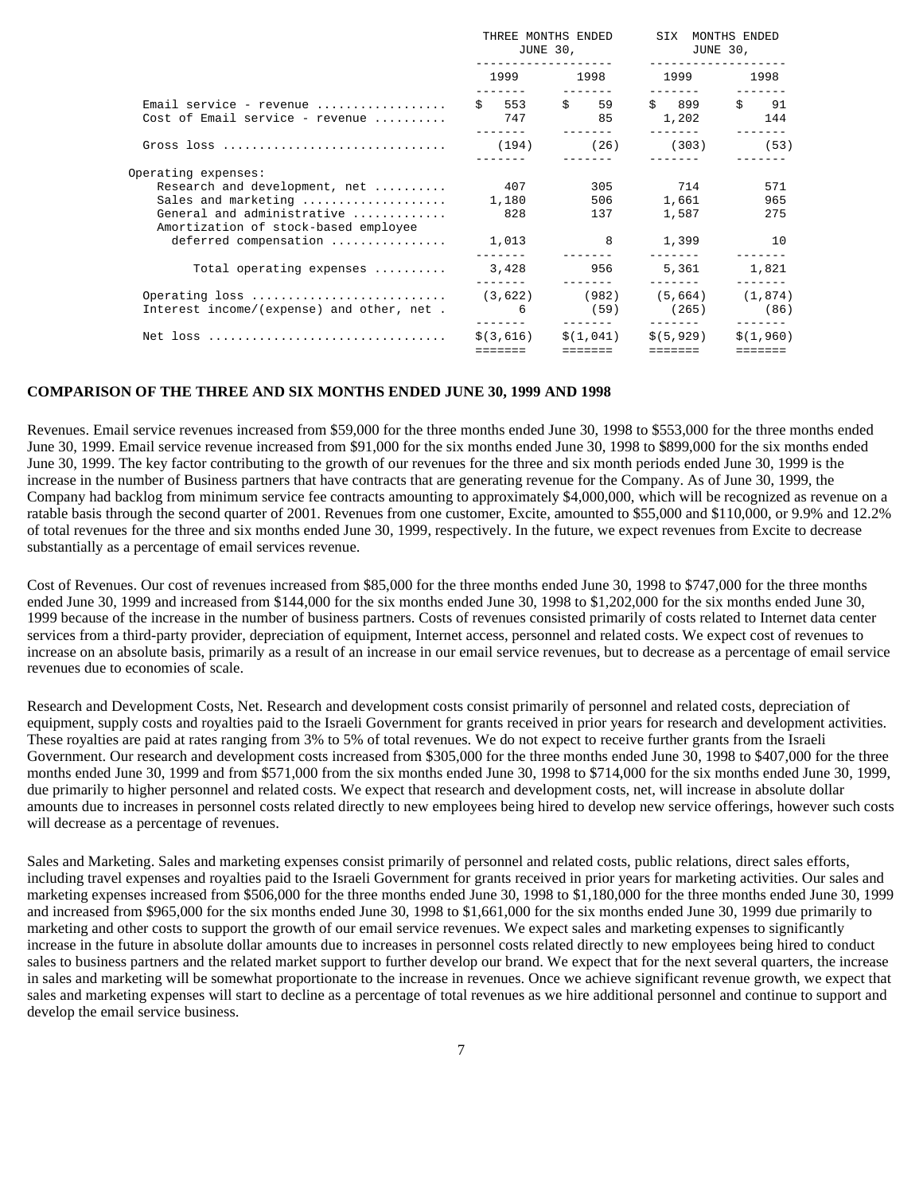| | THREE MONTHS ENDED JUNE 30, | | SIX MONTHS ENDED JUNE 30, | |
|---|---|---|---|---|
| | 1999 | 1998 | 1999 | 1998 |
| Email service - revenue | $ 553 | $ 59 | $ 899 | $ 91 |
| Cost of Email service - revenue | 747 | 85 | 1,202 | 144 |
| Gross loss | (194) | (26) | (303) | (53) |
| Operating expenses: | | | | |
| Research and development, net | 407 | 305 | 714 | 571 |
| Sales and marketing | 1,180 | 506 | 1,661 | 965 |
| General and administrative | 828 | 137 | 1,587 | 275 |
| Amortization of stock-based employee deferred compensation | 1,013 | 8 | 1,399 | 10 |
| Total operating expenses | 3,428 | 956 | 5,361 | 1,821 |
| Operating loss | (3,622) | (982) | (5,664) | (1,874) |
| Interest income/(expense) and other, net | 6 | (59) | (265) | (86) |
| Net loss | $(3,616) | $(1,041) | $(5,929) | $(1,960) |

**COMPARISON OF THE THREE AND SIX MONTHS ENDED JUNE 30, 1999 AND 1998**

Revenues. Email service revenues increased from $59,000 for the three months ended June 30, 1998 to $553,000 for the three months ended June 30, 1999. Email service revenue increased from $91,000 for the six months ended June 30, 1998 to $899,000 for the six months ended June 30, 1999. The key factor contributing to the growth of our revenues for the three and six month periods ended June 30, 1999 is the increase in the number of Business partners that have contracts that are generating revenue for the Company. As of June 30, 1999, the Company had backlog from minimum service fee contracts amounting to approximately $4,000,000, which will be recognized as revenue on a ratable basis through the second quarter of 2001. Revenues from one customer, Excite, amounted to $55,000 and $110,000, or 9.9% and 12.2% of total revenues for the three and six months ended June 30, 1999, respectively. In the future, we expect revenues from Excite to decrease substantially as a percentage of email services revenue.

Cost of Revenues. Our cost of revenues increased from $85,000 for the three months ended June 30, 1998 to $747,000 for the three months ended June 30, 1999 and increased from $144,000 for the six months ended June 30, 1998 to $1,202,000 for the six months ended June 30, 1999 because of the increase in the number of business partners. Costs of revenues consisted primarily of costs related to Internet data center services from a third-party provider, depreciation of equipment, Internet access, personnel and related costs. We expect cost of revenues to increase on an absolute basis, primarily as a result of an increase in our email service revenues, but to decrease as a percentage of email service revenues due to economies of scale.

Research and Development Costs, Net. Research and development costs consist primarily of personnel and related costs, depreciation of equipment, supply costs and royalties paid to the Israeli Government for grants received in prior years for research and development activities. These royalties are paid at rates ranging from 3% to 5% of total revenues. We do not expect to receive further grants from the Israeli Government. Our research and development costs increased from $305,000 for the three months ended June 30, 1998 to $407,000 for the three months ended June 30, 1999 and from $571,000 from the six months ended June 30, 1998 to $714,000 for the six months ended June 30, 1999, due primarily to higher personnel and related costs. We expect that research and development costs, net, will increase in absolute dollar amounts due to increases in personnel costs related directly to new employees being hired to develop new service offerings, however such costs will decrease as a percentage of revenues.

Sales and Marketing. Sales and marketing expenses consist primarily of personnel and related costs, public relations, direct sales efforts, including travel expenses and royalties paid to the Israeli Government for grants received in prior years for marketing activities. Our sales and marketing expenses increased from $506,000 for the three months ended June 30, 1998 to $1,180,000 for the three months ended June 30, 1999 and increased from $965,000 for the six months ended June 30, 1998 to $1,661,000 for the six months ended June 30, 1999 due primarily to marketing and other costs to support the growth of our email service revenues. We expect sales and marketing expenses to significantly increase in the future in absolute dollar amounts due to increases in personnel costs related directly to new employees being hired to conduct sales to business partners and the related market support to further develop our brand. We expect that for the next several quarters, the increase in sales and marketing will be somewhat proportionate to the increase in revenues. Once we achieve significant revenue growth, we expect that sales and marketing expenses will start to decline as a percentage of total revenues as we hire additional personnel and continue to support and develop the email service business.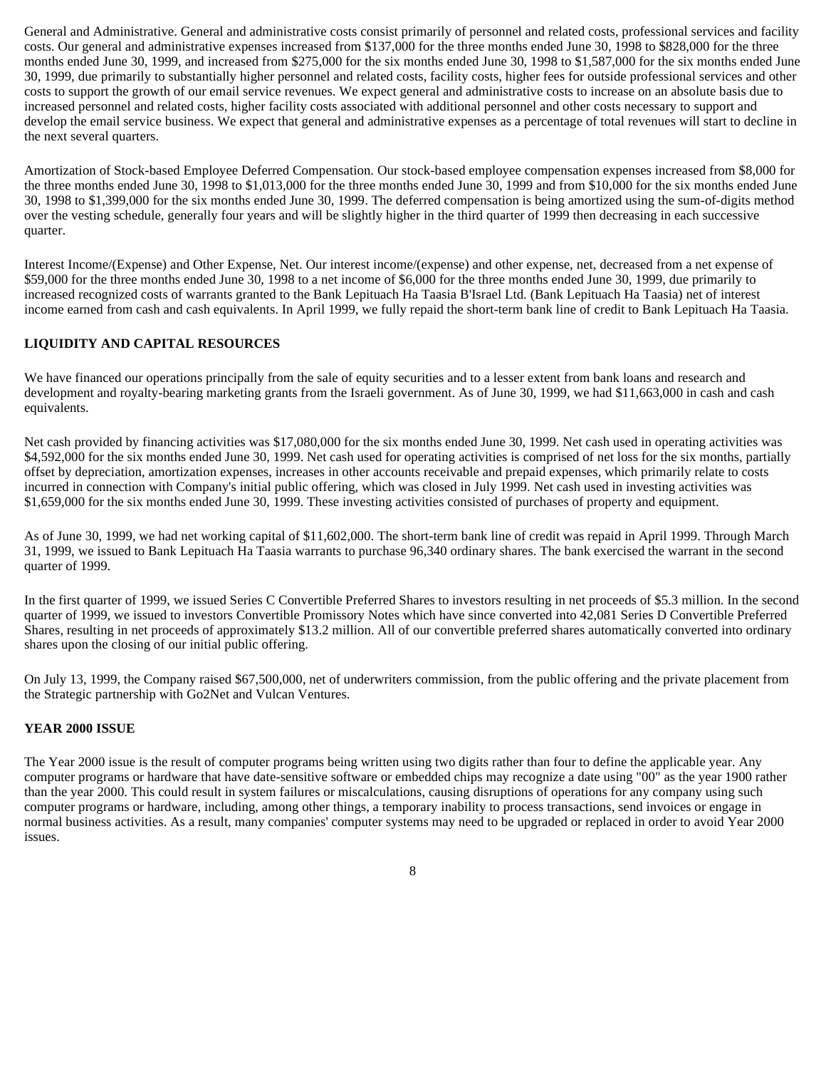General and Administrative. General and administrative costs consist primarily of personnel and related costs, professional services and facility costs. Our general and administrative expenses increased from $137,000 for the three months ended June 30, 1998 to $828,000 for the three months ended June 30, 1999, and increased from $275,000 for the six months ended June 30, 1998 to $1,587,000 for the six months ended June 30, 1999, due primarily to substantially higher personnel and related costs, facility costs, higher fees for outside professional services and other costs to support the growth of our email service revenues. We expect general and administrative costs to increase on an absolute basis due to increased personnel and related costs, higher facility costs associated with additional personnel and other costs necessary to support and develop the email service business. We expect that general and administrative expenses as a percentage of total revenues will start to decline in the next several quarters.

Amortization of Stock-based Employee Deferred Compensation. Our stock-based employee compensation expenses increased from $8,000 for the three months ended June 30, 1998 to $1,013,000 for the three months ended June 30, 1999 and from $10,000 for the six months ended June 30, 1998 to $1,399,000 for the six months ended June 30, 1999. The deferred compensation is being amortized using the sum-of-digits method over the vesting schedule, generally four years and will be slightly higher in the third quarter of 1999 then decreasing in each successive quarter.

Interest Income/(Expense) and Other Expense, Net. Our interest income/(expense) and other expense, net, decreased from a net expense of $59,000 for the three months ended June 30, 1998 to a net income of $6,000 for the three months ended June 30, 1999, due primarily to increased recognized costs of warrants granted to the Bank Lepituach Ha Taasia B'Israel Ltd. (Bank Lepituach Ha Taasia) net of interest income earned from cash and cash equivalents. In April 1999, we fully repaid the short-term bank line of credit to Bank Lepituach Ha Taasia.

## LIQUIDITY AND CAPITAL RESOURCES

We have financed our operations principally from the sale of equity securities and to a lesser extent from bank loans and research and development and royalty-bearing marketing grants from the Israeli government. As of June 30, 1999, we had $11,663,000 in cash and cash equivalents.

Net cash provided by financing activities was $17,080,000 for the six months ended June 30, 1999. Net cash used in operating activities was $4,592,000 for the six months ended June 30, 1999. Net cash used for operating activities is comprised of net loss for the six months, partially offset by depreciation, amortization expenses, increases in other accounts receivable and prepaid expenses, which primarily relate to costs incurred in connection with Company's initial public offering, which was closed in July 1999. Net cash used in investing activities was $1,659,000 for the six months ended June 30, 1999. These investing activities consisted of purchases of property and equipment.

As of June 30, 1999, we had net working capital of $11,602,000. The short-term bank line of credit was repaid in April 1999. Through March 31, 1999, we issued to Bank Lepituach Ha Taasia warrants to purchase 96,340 ordinary shares. The bank exercised the warrant in the second quarter of 1999.

In the first quarter of 1999, we issued Series C Convertible Preferred Shares to investors resulting in net proceeds of $5.3 million. In the second quarter of 1999, we issued to investors Convertible Promissory Notes which have since converted into 42,081 Series D Convertible Preferred Shares, resulting in net proceeds of approximately $13.2 million. All of our convertible preferred shares automatically converted into ordinary shares upon the closing of our initial public offering.

On July 13, 1999, the Company raised $67,500,000, net of underwriters commission, from the public offering and the private placement from the Strategic partnership with Go2Net and Vulcan Ventures.

## YEAR 2000 ISSUE

The Year 2000 issue is the result of computer programs being written using two digits rather than four to define the applicable year. Any computer programs or hardware that have date-sensitive software or embedded chips may recognize a date using "00" as the year 1900 rather than the year 2000. This could result in system failures or miscalculations, causing disruptions of operations for any company using such computer programs or hardware, including, among other things, a temporary inability to process transactions, send invoices or engage in normal business activities. As a result, many companies' computer systems may need to be upgraded or replaced in order to avoid Year 2000 issues.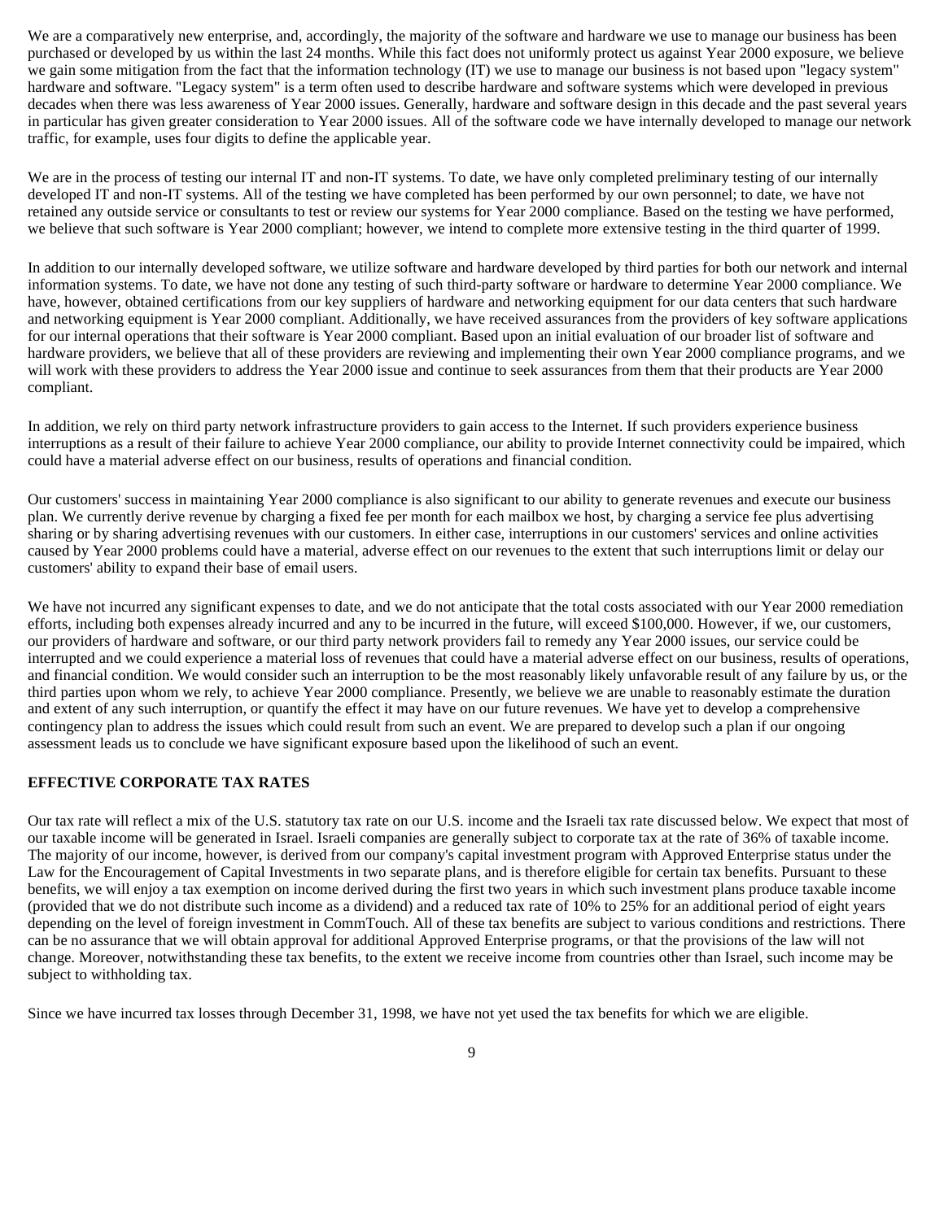We are a comparatively new enterprise, and, accordingly, the majority of the software and hardware we use to manage our business has been purchased or developed by us within the last 24 months. While this fact does not uniformly protect us against Year 2000 exposure, we believe we gain some mitigation from the fact that the information technology (IT) we use to manage our business is not based upon "legacy system" hardware and software. "Legacy system" is a term often used to describe hardware and software systems which were developed in previous decades when there was less awareness of Year 2000 issues. Generally, hardware and software design in this decade and the past several years in particular has given greater consideration to Year 2000 issues. All of the software code we have internally developed to manage our network traffic, for example, uses four digits to define the applicable year.

We are in the process of testing our internal IT and non-IT systems. To date, we have only completed preliminary testing of our internally developed IT and non-IT systems. All of the testing we have completed has been performed by our own personnel; to date, we have not retained any outside service or consultants to test or review our systems for Year 2000 compliance. Based on the testing we have performed, we believe that such software is Year 2000 compliant; however, we intend to complete more extensive testing in the third quarter of 1999.

In addition to our internally developed software, we utilize software and hardware developed by third parties for both our network and internal information systems. To date, we have not done any testing of such third-party software or hardware to determine Year 2000 compliance. We have, however, obtained certifications from our key suppliers of hardware and networking equipment for our data centers that such hardware and networking equipment is Year 2000 compliant. Additionally, we have received assurances from the providers of key software applications for our internal operations that their software is Year 2000 compliant. Based upon an initial evaluation of our broader list of software and hardware providers, we believe that all of these providers are reviewing and implementing their own Year 2000 compliance programs, and we will work with these providers to address the Year 2000 issue and continue to seek assurances from them that their products are Year 2000 compliant.

In addition, we rely on third party network infrastructure providers to gain access to the Internet. If such providers experience business interruptions as a result of their failure to achieve Year 2000 compliance, our ability to provide Internet connectivity could be impaired, which could have a material adverse effect on our business, results of operations and financial condition.

Our customers' success in maintaining Year 2000 compliance is also significant to our ability to generate revenues and execute our business plan. We currently derive revenue by charging a fixed fee per month for each mailbox we host, by charging a service fee plus advertising sharing or by sharing advertising revenues with our customers. In either case, interruptions in our customers' services and online activities caused by Year 2000 problems could have a material, adverse effect on our revenues to the extent that such interruptions limit or delay our customers' ability to expand their base of email users.

We have not incurred any significant expenses to date, and we do not anticipate that the total costs associated with our Year 2000 remediation efforts, including both expenses already incurred and any to be incurred in the future, will exceed $100,000. However, if we, our customers, our providers of hardware and software, or our third party network providers fail to remedy any Year 2000 issues, our service could be interrupted and we could experience a material loss of revenues that could have a material adverse effect on our business, results of operations, and financial condition. We would consider such an interruption to be the most reasonably likely unfavorable result of any failure by us, or the third parties upon whom we rely, to achieve Year 2000 compliance. Presently, we believe we are unable to reasonably estimate the duration and extent of any such interruption, or quantify the effect it may have on our future revenues. We have yet to develop a comprehensive contingency plan to address the issues which could result from such an event. We are prepared to develop such a plan if our ongoing assessment leads us to conclude we have significant exposure based upon the likelihood of such an event.

**EFFECTIVE CORPORATE TAX RATES**

Our tax rate will reflect a mix of the U.S. statutory tax rate on our U.S. income and the Israeli tax rate discussed below. We expect that most of our taxable income will be generated in Israel. Israeli companies are generally subject to corporate tax at the rate of 36% of taxable income. The majority of our income, however, is derived from our company's capital investment program with Approved Enterprise status under the Law for the Encouragement of Capital Investments in two separate plans, and is therefore eligible for certain tax benefits. Pursuant to these benefits, we will enjoy a tax exemption on income derived during the first two years in which such investment plans produce taxable income (provided that we do not distribute such income as a dividend) and a reduced tax rate of 10% to 25% for an additional period of eight years depending on the level of foreign investment in CommTouch. All of these tax benefits are subject to various conditions and restrictions. There can be no assurance that we will obtain approval for additional Approved Enterprise programs, or that the provisions of the law will not change. Moreover, notwithstanding these tax benefits, to the extent we receive income from countries other than Israel, such income may be subject to withholding tax.

Since we have incurred tax losses through December 31, 1998, we have not yet used the tax benefits for which we are eligible.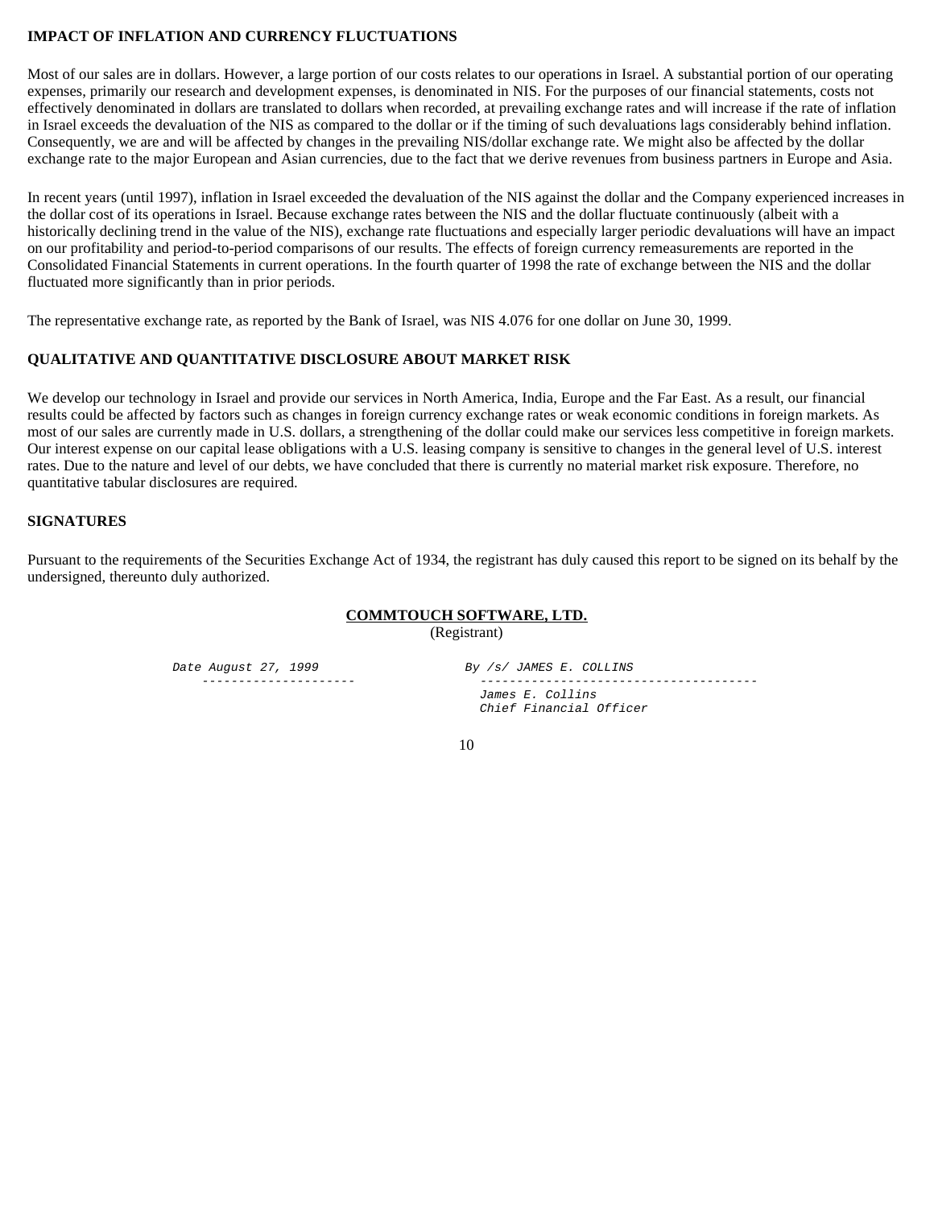**IMPACT OF INFLATION AND CURRENCY FLUCTUATIONS**

Most of our sales are in dollars. However, a large portion of our costs relates to our operations in Israel. A substantial portion of our operating expenses, primarily our research and development expenses, is denominated in NIS. For the purposes of our financial statements, costs not effectively denominated in dollars are translated to dollars when recorded, at prevailing exchange rates and will increase if the rate of inflation in Israel exceeds the devaluation of the NIS as compared to the dollar or if the timing of such devaluations lags considerably behind inflation. Consequently, we are and will be affected by changes in the prevailing NIS/dollar exchange rate. We might also be affected by the dollar exchange rate to the major European and Asian currencies, due to the fact that we derive revenues from business partners in Europe and Asia.

In recent years (until 1997), inflation in Israel exceeded the devaluation of the NIS against the dollar and the Company experienced increases in the dollar cost of its operations in Israel. Because exchange rates between the NIS and the dollar fluctuate continuously (albeit with a historically declining trend in the value of the NIS), exchange rate fluctuations and especially larger periodic devaluations will have an impact on our profitability and period-to-period comparisons of our results. The effects of foreign currency remeasurements are reported in the Consolidated Financial Statements in current operations. In the fourth quarter of 1998 the rate of exchange between the NIS and the dollar fluctuated more significantly than in prior periods.

The representative exchange rate, as reported by the Bank of Israel, was NIS 4.076 for one dollar on June 30, 1999.

**QUALITATIVE AND QUANTITATIVE DISCLOSURE ABOUT MARKET RISK**

We develop our technology in Israel and provide our services in North America, India, Europe and the Far East. As a result, our financial results could be affected by factors such as changes in foreign currency exchange rates or weak economic conditions in foreign markets. As most of our sales are currently made in U.S. dollars, a strengthening of the dollar could make our services less competitive in foreign markets. Our interest expense on our capital lease obligations with a U.S. leasing company is sensitive to changes in the general level of U.S. interest rates. Due to the nature and level of our debts, we have concluded that there is currently no material market risk exposure. Therefore, no quantitative tabular disclosures are required.

**SIGNATURES**

Pursuant to the requirements of the Securities Exchange Act of 1934, the registrant has duly caused this report to be signed on its behalf by the undersigned, thereunto duly authorized.

**COMMTOUCH SOFTWARE, LTD.**
(Registrant)

*Date August 27, 1999*

*By /s/ JAMES E. COLLINS*

*James E. Collins*
*Chief Financial Officer*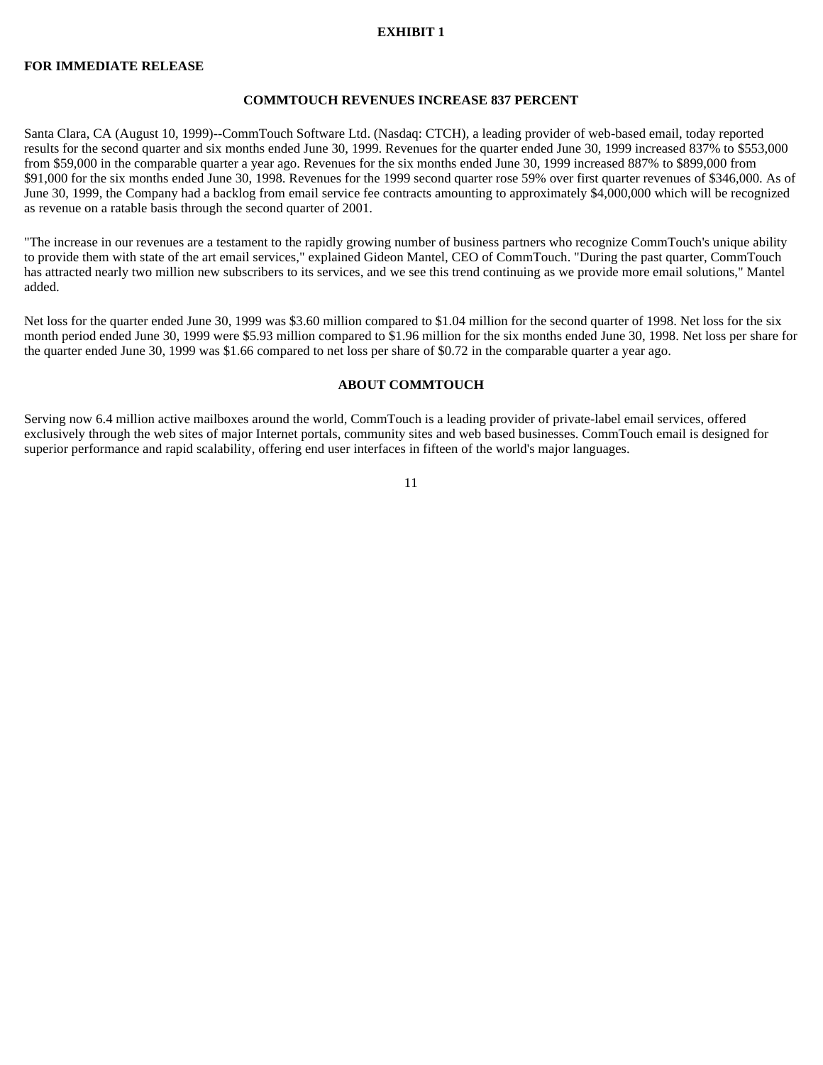**EXHIBIT 1**

**FOR IMMEDIATE RELEASE**

**COMMTOUCH REVENUES INCREASE 837 PERCENT**

Santa Clara, CA (August 10, 1999)--CommTouch Software Ltd. (Nasdaq: CTCH), a leading provider of web-based email, today reported results for the second quarter and six months ended June 30, 1999. Revenues for the quarter ended June 30, 1999 increased 837% to $553,000 from $59,000 in the comparable quarter a year ago. Revenues for the six months ended June 30, 1999 increased 887% to $899,000 from $91,000 for the six months ended June 30, 1998. Revenues for the 1999 second quarter rose 59% over first quarter revenues of $346,000. As of June 30, 1999, the Company had a backlog from email service fee contracts amounting to approximately $4,000,000 which will be recognized as revenue on a ratable basis through the second quarter of 2001.

"The increase in our revenues are a testament to the rapidly growing number of business partners who recognize CommTouch's unique ability to provide them with state of the art email services," explained Gideon Mantel, CEO of CommTouch. "During the past quarter, CommTouch has attracted nearly two million new subscribers to its services, and we see this trend continuing as we provide more email solutions," Mantel added.

Net loss for the quarter ended June 30, 1999 was $3.60 million compared to $1.04 million for the second quarter of 1998. Net loss for the six month period ended June 30, 1999 were $5.93 million compared to $1.96 million for the six months ended June 30, 1998. Net loss per share for the quarter ended June 30, 1999 was $1.66 compared to net loss per share of $0.72 in the comparable quarter a year ago.

**ABOUT COMMTOUCH**

Serving now 6.4 million active mailboxes around the world, CommTouch is a leading provider of private-label email services, offered exclusively through the web sites of major Internet portals, community sites and web based businesses. CommTouch email is designed for superior performance and rapid scalability, offering end user interfaces in fifteen of the world's major languages.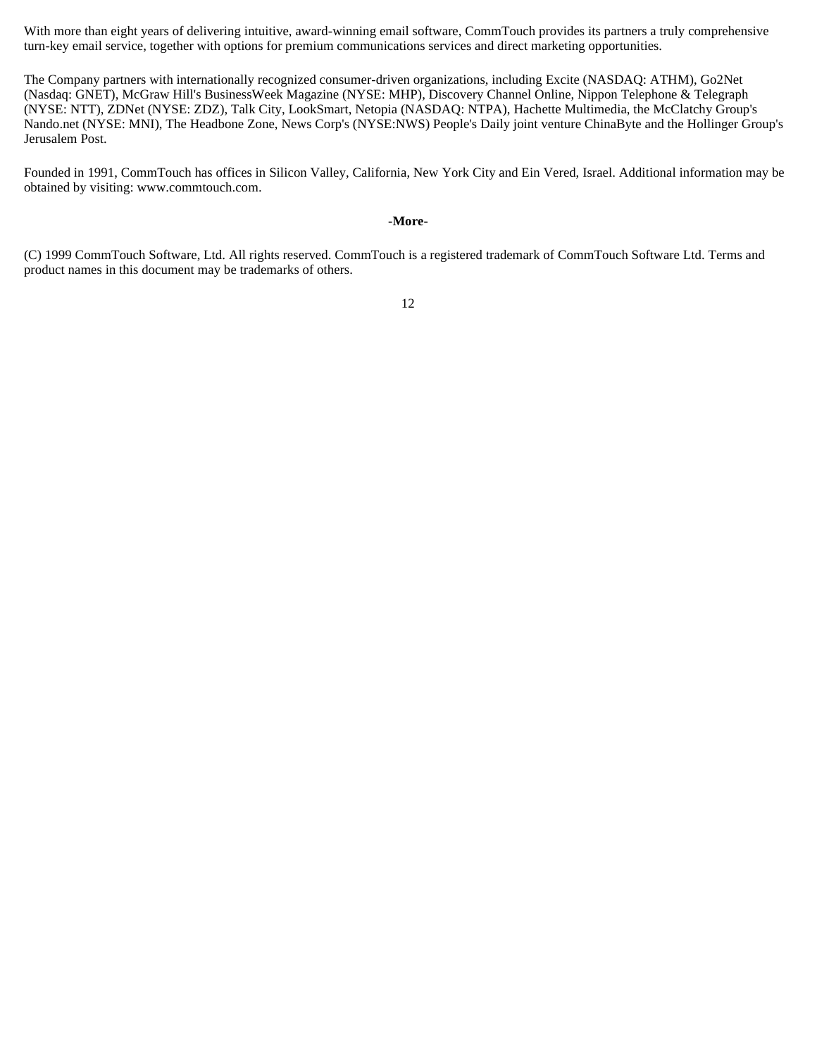With more than eight years of delivering intuitive, award-winning email software, CommTouch provides its partners a truly comprehensive turn-key email service, together with options for premium communications services and direct marketing opportunities.

The Company partners with internationally recognized consumer-driven organizations, including Excite (NASDAQ: ATHM), Go2Net (Nasdaq: GNET), McGraw Hill's BusinessWeek Magazine (NYSE: MHP), Discovery Channel Online, Nippon Telephone & Telegraph (NYSE: NTT), ZDNet (NYSE: ZDZ), Talk City, LookSmart, Netopia (NASDAQ: NTPA), Hachette Multimedia, the McClatchy Group's Nando.net (NYSE: MNI), The Headbone Zone, News Corp's (NYSE:NWS) People's Daily joint venture ChinaByte and the Hollinger Group's Jerusalem Post.

Founded in 1991, CommTouch has offices in Silicon Valley, California, New York City and Ein Vered, Israel. Additional information may be obtained by visiting: www.commtouch.com.

**-More-**

(C) 1999 CommTouch Software, Ltd. All rights reserved. CommTouch is a registered trademark of CommTouch Software Ltd. Terms and product names in this document may be trademarks of others.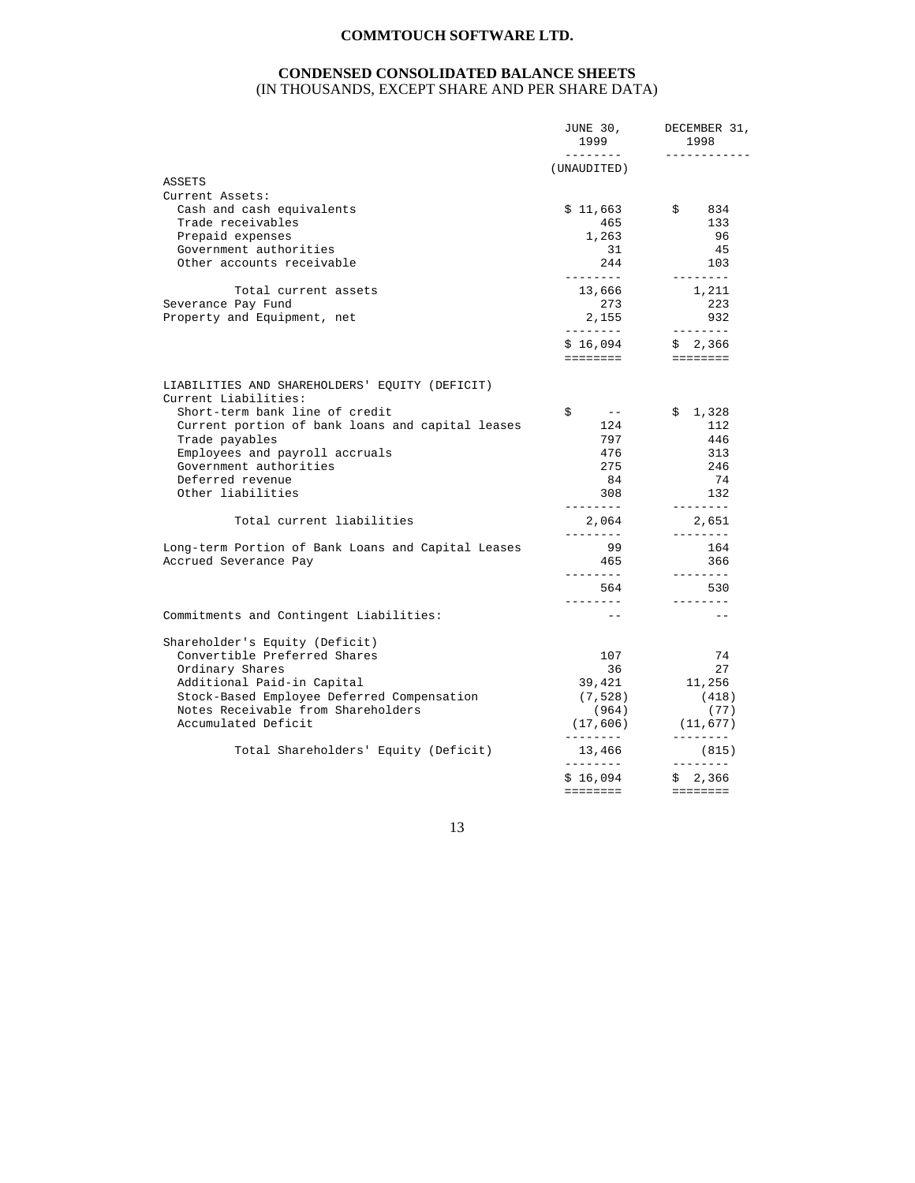# COMMTOUCH SOFTWARE LTD.

## CONDENSED CONSOLIDATED BALANCE SHEETS
(IN THOUSANDS, EXCEPT SHARE AND PER SHARE DATA)

| | JUNE 30, 1999 | DECEMBER 31, 1998 |
|---|---|---|
| | (UNAUDITED) | |
| ASSETS | | |
| Current Assets: | | |
| Cash and cash equivalents | $ 11,663 | $ 834 |
| Trade receivables | 465 | 133 |
| Prepaid expenses | 1,263 | 96 |
| Government authorities | 31 | 45 |
| Other accounts receivable | 244 | 103 |
| Total current assets | 13,666 | 1,211 |
| Severance Pay Fund | 273 | 223 |
| Property and Equipment, net | 2,155 | 932 |
| | $ 16,094 | $ 2,366 |
| LIABILITIES AND SHAREHOLDERS' EQUITY (DEFICIT) | | |
| Current Liabilities: | | |
| Short-term bank line of credit | $ -- | $ 1,328 |
| Current portion of bank loans and capital leases | 124 | 112 |
| Trade payables | 797 | 446 |
| Employees and payroll accruals | 476 | 313 |
| Government authorities | 275 | 246 |
| Deferred revenue | 84 | 74 |
| Other liabilities | 308 | 132 |
| Total current liabilities | 2,064 | 2,651 |
| Long-term Portion of Bank Loans and Capital Leases | 99 | 164 |
| Accrued Severance Pay | 465 | 366 |
| | 564 | 530 |
| Commitments and Contingent Liabilities: | -- | -- |
| Shareholder's Equity (Deficit) | | |
| Convertible Preferred Shares | 107 | 74 |
| Ordinary Shares | 36 | 27 |
| Additional Paid-in Capital | 39,421 | 11,256 |
| Stock-Based Employee Deferred Compensation | (7,528) | (418) |
| Notes Receivable from Shareholders | (964) | (77) |
| Accumulated Deficit | (17,606) | (11,677) |
| Total Shareholders' Equity (Deficit) | 13,466 | (815) |
| | $ 16,094 | $ 2,366 |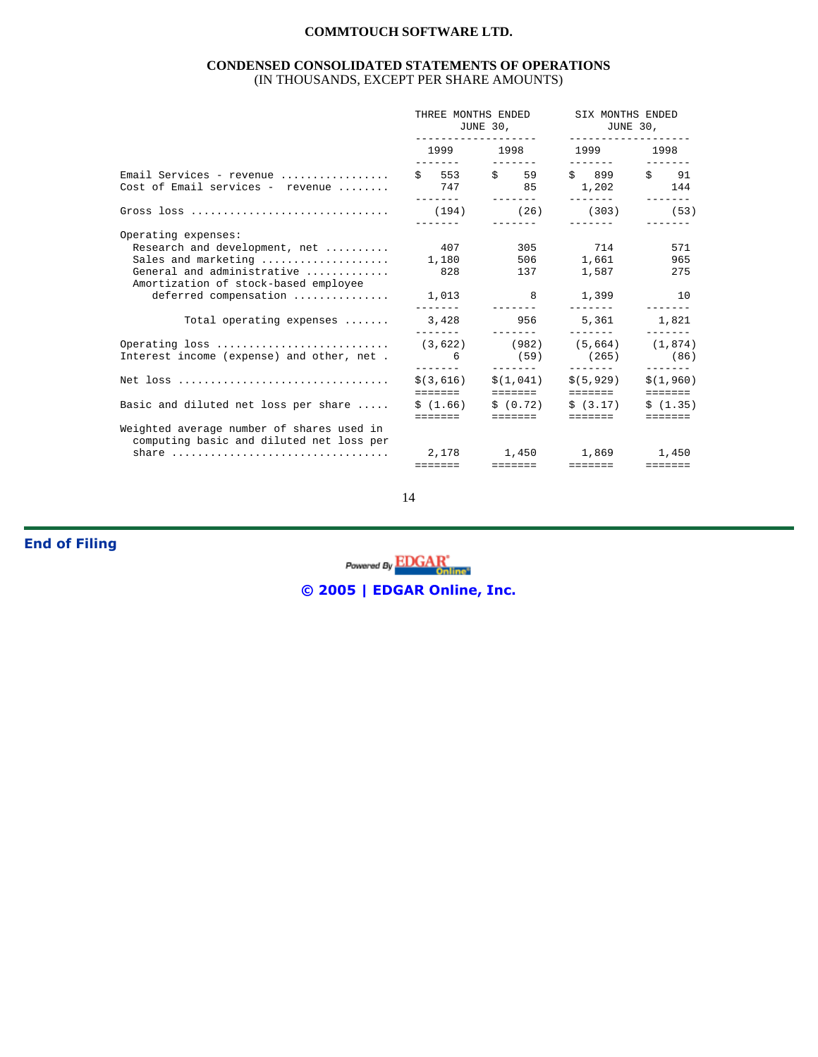**COMMTOUCH SOFTWARE LTD.**

**CONDENSED CONSOLIDATED STATEMENTS OF OPERATIONS**
(IN THOUSANDS, EXCEPT PER SHARE AMOUNTS)

| | THREE MONTHS ENDED JUNE 30, | | SIX MONTHS ENDED JUNE 30, | |
|---|---|---|---|---|
| | 1999 | 1998 | 1999 | 1998 |
| Email Services - revenue | $ 553 | $ 59 | $ 899 | $ 91 |
| Cost of Email services - revenue | 747 | 85 | 1,202 | 144 |
| Gross loss | (194) | (26) | (303) | (53) |
| Operating expenses: | | | | |
| Research and development, net | 407 | 305 | 714 | 571 |
| Sales and marketing | 1,180 | 506 | 1,661 | 965 |
| General and administrative | 828 | 137 | 1,587 | 275 |
| Amortization of stock-based employee deferred compensation | 1,013 | 8 | 1,399 | 10 |
| Total operating expenses | 3,428 | 956 | 5,361 | 1,821 |
| Operating loss | (3,622) | (982) | (5,664) | (1,874) |
| Interest income (expense) and other, net | 6 | (59) | (265) | (86) |
| Net loss | $(3,616) | $(1,041) | $(5,929) | $(1,960) |
| Basic and diluted net loss per share | $ (1.66) | $ (0.72) | $ (3.17) | $ (1.35) |
| Weighted average number of shares used in computing basic and diluted net loss per share | 2,178 | 1,450 | 1,869 | 1,450 |

**End of Filing**

Powered By EDGAR Online

© 2005 | EDGAR Online, Inc.